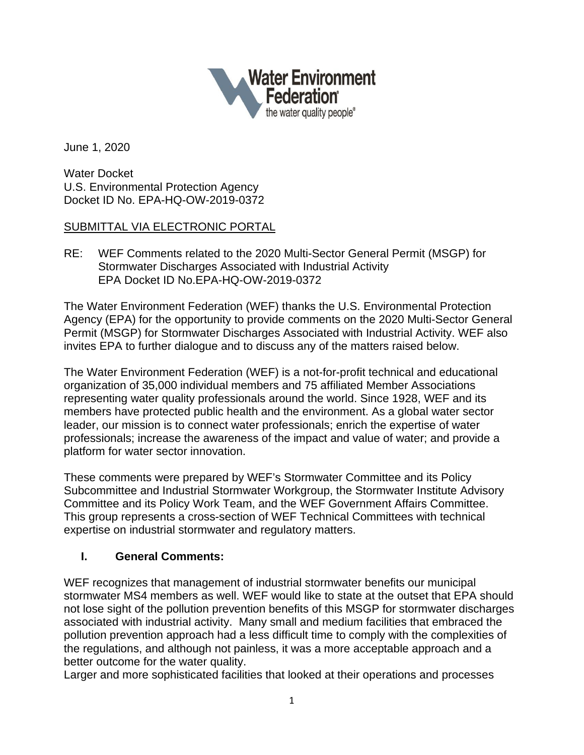June 1, 2020

Water Docket
U.S. Environmental Protection Agency
Docket ID No. EPA-HQ-OW-2019-0372

SUBMITTAL VIA ELECTRONIC PORTAL

RE: WEF Comments related to the 2020 Multi-Sector General Permit (MSGP) for Stormwater Discharges Associated with Industrial Activity
EPA Docket ID No.EPA-HQ-OW-2019-0372

The Water Environment Federation (WEF) thanks the U.S. Environmental Protection Agency (EPA) for the opportunity to provide comments on the 2020 Multi-Sector General Permit (MSGP) for Stormwater Discharges Associated with Industrial Activity. WEF also invites EPA to further dialogue and to discuss any of the matters raised below.

The Water Environment Federation (WEF) is a not-for-profit technical and educational organization of 35,000 individual members and 75 affiliated Member Associations representing water quality professionals around the world. Since 1928, WEF and its members have protected public health and the environment. As a global water sector leader, our mission is to connect water professionals; enrich the expertise of water professionals; increase the awareness of the impact and value of water; and provide a platform for water sector innovation.

These comments were prepared by WEF's Stormwater Committee and its Policy Subcommittee and Industrial Stormwater Workgroup, the Stormwater Institute Advisory Committee and its Policy Work Team, and the WEF Government Affairs Committee. This group represents a cross-section of WEF Technical Committees with technical expertise on industrial stormwater and regulatory matters.

## I. General Comments:

WEF recognizes that management of industrial stormwater benefits our municipal stormwater MS4 members as well. WEF would like to state at the outset that EPA should not lose sight of the pollution prevention benefits of this MSGP for stormwater discharges associated with industrial activity. Many small and medium facilities that embraced the pollution prevention approach had a less difficult time to comply with the complexities of the regulations, and although not painless, it was a more acceptable approach and a better outcome for the water quality.

Larger and more sophisticated facilities that looked at their operations and processes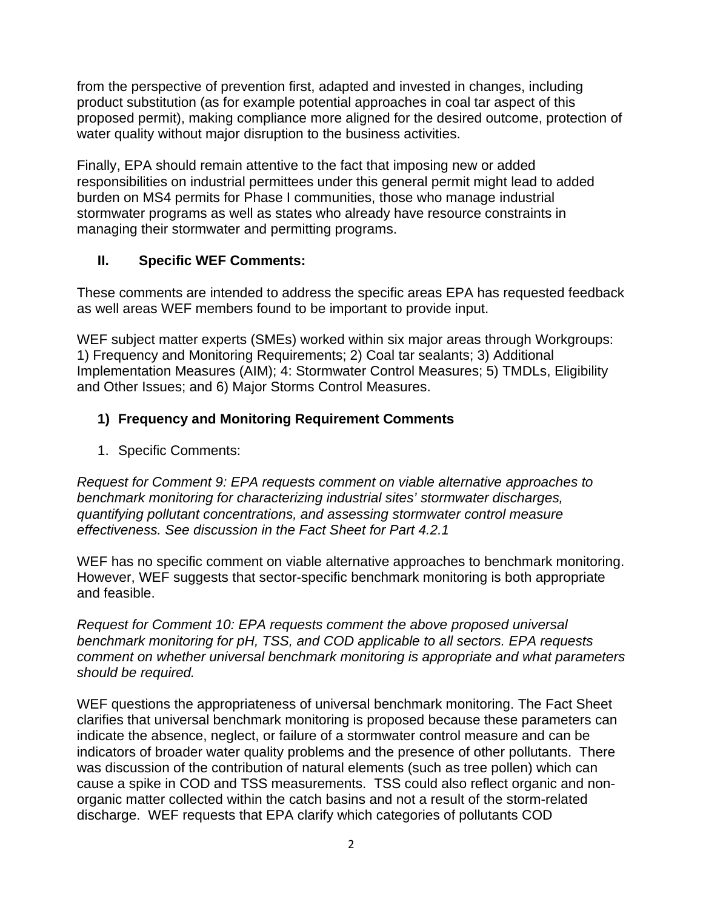from the perspective of prevention first, adapted and invested in changes, including product substitution (as for example potential approaches in coal tar aspect of this proposed permit), making compliance more aligned for the desired outcome, protection of water quality without major disruption to the business activities.

Finally, EPA should remain attentive to the fact that imposing new or added responsibilities on industrial permittees under this general permit might lead to added burden on MS4 permits for Phase I communities, those who manage industrial stormwater programs as well as states who already have resource constraints in managing their stormwater and permitting programs.

## II. Specific WEF Comments:

These comments are intended to address the specific areas EPA has requested feedback as well areas WEF members found to be important to provide input.

WEF subject matter experts (SMEs) worked within six major areas through Workgroups: 1) Frequency and Monitoring Requirements; 2) Coal tar sealants; 3) Additional Implementation Measures (AIM); 4: Stormwater Control Measures; 5) TMDLs, Eligibility and Other Issues; and 6) Major Storms Control Measures.

### 1) Frequency and Monitoring Requirement Comments

1. Specific Comments:

*Request for Comment 9: EPA requests comment on viable alternative approaches to benchmark monitoring for characterizing industrial sites' stormwater discharges, quantifying pollutant concentrations, and assessing stormwater control measure effectiveness. See discussion in the Fact Sheet for Part 4.2.1*

WEF has no specific comment on viable alternative approaches to benchmark monitoring. However, WEF suggests that sector-specific benchmark monitoring is both appropriate and feasible.

*Request for Comment 10: EPA requests comment the above proposed universal benchmark monitoring for pH, TSS, and COD applicable to all sectors. EPA requests comment on whether universal benchmark monitoring is appropriate and what parameters should be required.*

WEF questions the appropriateness of universal benchmark monitoring. The Fact Sheet clarifies that universal benchmark monitoring is proposed because these parameters can indicate the absence, neglect, or failure of a stormwater control measure and can be indicators of broader water quality problems and the presence of other pollutants. There was discussion of the contribution of natural elements (such as tree pollen) which can cause a spike in COD and TSS measurements. TSS could also reflect organic and non-organic matter collected within the catch basins and not a result of the storm-related discharge. WEF requests that EPA clarify which categories of pollutants COD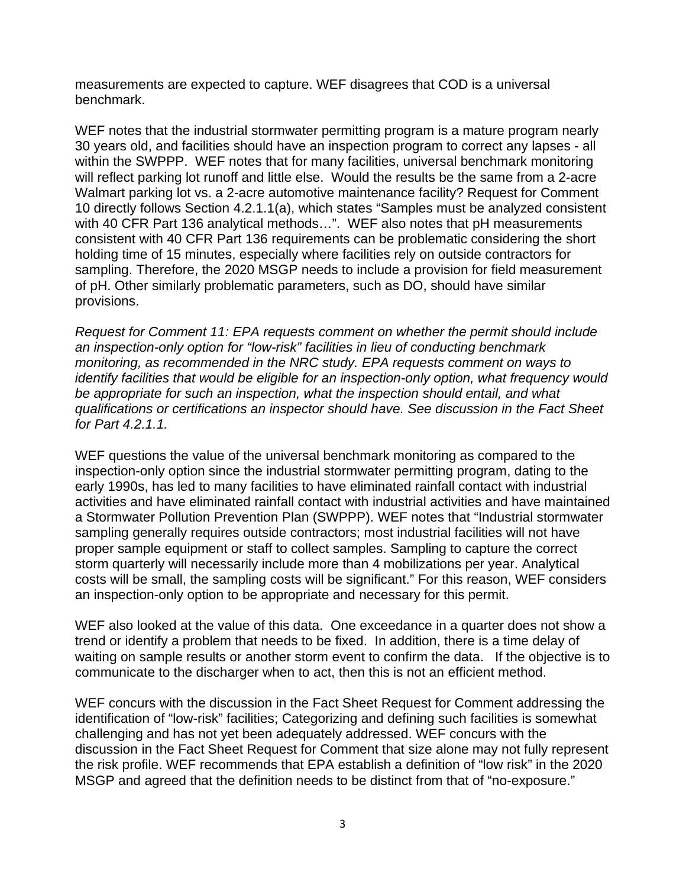measurements are expected to capture. WEF disagrees that COD is a universal benchmark.

WEF notes that the industrial stormwater permitting program is a mature program nearly 30 years old, and facilities should have an inspection program to correct any lapses - all within the SWPPP. WEF notes that for many facilities, universal benchmark monitoring will reflect parking lot runoff and little else. Would the results be the same from a 2-acre Walmart parking lot vs. a 2-acre automotive maintenance facility? Request for Comment 10 directly follows Section 4.2.1.1(a), which states "Samples must be analyzed consistent with 40 CFR Part 136 analytical methods…". WEF also notes that pH measurements consistent with 40 CFR Part 136 requirements can be problematic considering the short holding time of 15 minutes, especially where facilities rely on outside contractors for sampling. Therefore, the 2020 MSGP needs to include a provision for field measurement of pH. Other similarly problematic parameters, such as DO, should have similar provisions.

*Request for Comment 11: EPA requests comment on whether the permit should include an inspection-only option for "low-risk" facilities in lieu of conducting benchmark monitoring, as recommended in the NRC study. EPA requests comment on ways to identify facilities that would be eligible for an inspection-only option, what frequency would be appropriate for such an inspection, what the inspection should entail, and what qualifications or certifications an inspector should have. See discussion in the Fact Sheet for Part 4.2.1.1.*

WEF questions the value of the universal benchmark monitoring as compared to the inspection-only option since the industrial stormwater permitting program, dating to the early 1990s, has led to many facilities to have eliminated rainfall contact with industrial activities and have eliminated rainfall contact with industrial activities and have maintained a Stormwater Pollution Prevention Plan (SWPPP). WEF notes that "Industrial stormwater sampling generally requires outside contractors; most industrial facilities will not have proper sample equipment or staff to collect samples. Sampling to capture the correct storm quarterly will necessarily include more than 4 mobilizations per year. Analytical costs will be small, the sampling costs will be significant." For this reason, WEF considers an inspection-only option to be appropriate and necessary for this permit.

WEF also looked at the value of this data. One exceedance in a quarter does not show a trend or identify a problem that needs to be fixed. In addition, there is a time delay of waiting on sample results or another storm event to confirm the data. If the objective is to communicate to the discharger when to act, then this is not an efficient method.

WEF concurs with the discussion in the Fact Sheet Request for Comment addressing the identification of "low-risk" facilities; Categorizing and defining such facilities is somewhat challenging and has not yet been adequately addressed. WEF concurs with the discussion in the Fact Sheet Request for Comment that size alone may not fully represent the risk profile. WEF recommends that EPA establish a definition of "low risk" in the 2020 MSGP and agreed that the definition needs to be distinct from that of "no-exposure."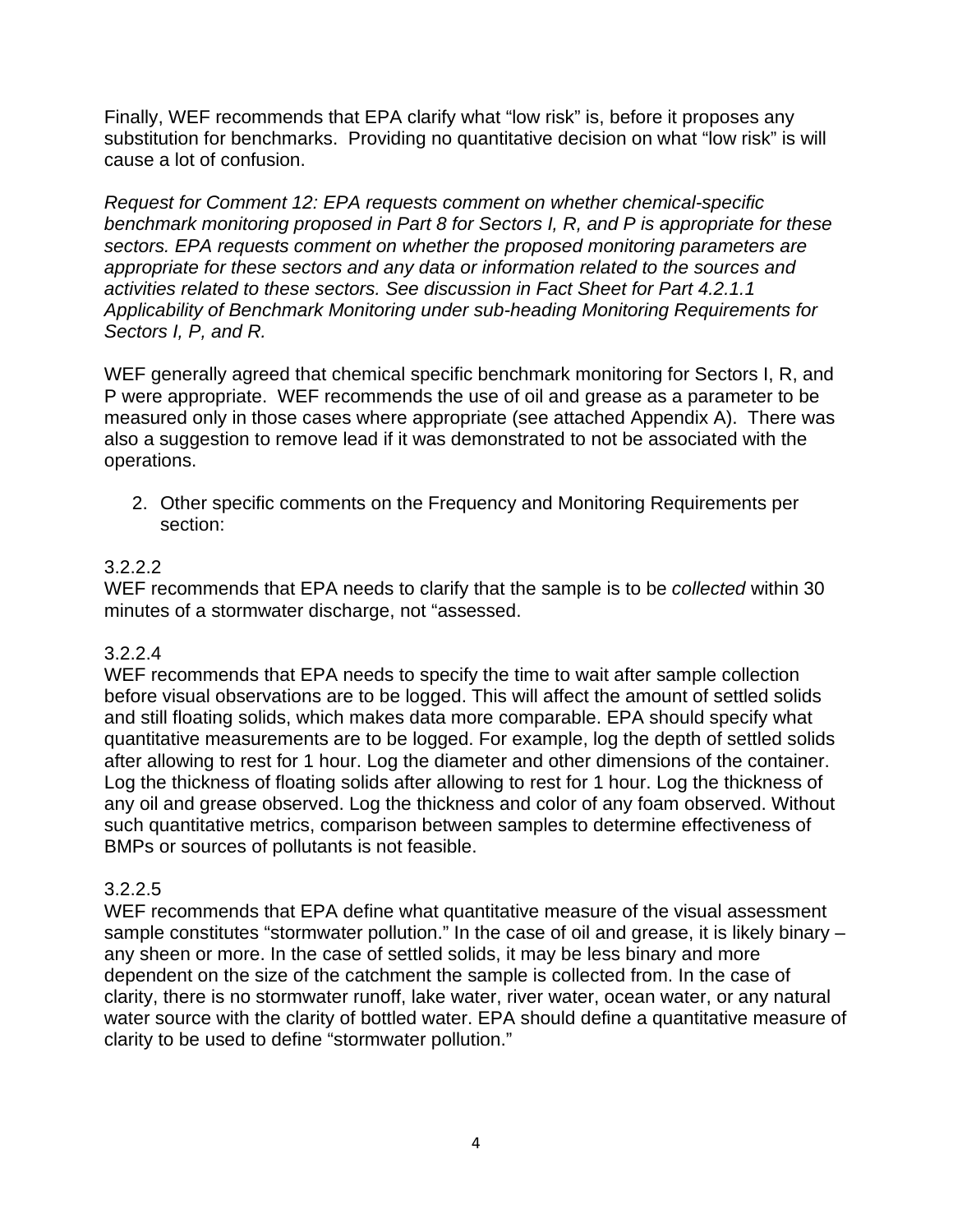Finally, WEF recommends that EPA clarify what "low risk" is, before it proposes any substitution for benchmarks. Providing no quantitative decision on what "low risk" is will cause a lot of confusion.

*Request for Comment 12: EPA requests comment on whether chemical-specific benchmark monitoring proposed in Part 8 for Sectors I, R, and P is appropriate for these sectors. EPA requests comment on whether the proposed monitoring parameters are appropriate for these sectors and any data or information related to the sources and activities related to these sectors. See discussion in Fact Sheet for Part 4.2.1.1 Applicability of Benchmark Monitoring under sub-heading Monitoring Requirements for Sectors I, P, and R.*

WEF generally agreed that chemical specific benchmark monitoring for Sectors I, R, and P were appropriate. WEF recommends the use of oil and grease as a parameter to be measured only in those cases where appropriate (see attached Appendix A). There was also a suggestion to remove lead if it was demonstrated to not be associated with the operations.

2. Other specific comments on the Frequency and Monitoring Requirements per section:

3.2.2.2
WEF recommends that EPA needs to clarify that the sample is to be *collected* within 30 minutes of a stormwater discharge, not "assessed.

3.2.2.4
WEF recommends that EPA needs to specify the time to wait after sample collection before visual observations are to be logged. This will affect the amount of settled solids and still floating solids, which makes data more comparable. EPA should specify what quantitative measurements are to be logged. For example, log the depth of settled solids after allowing to rest for 1 hour. Log the diameter and other dimensions of the container. Log the thickness of floating solids after allowing to rest for 1 hour. Log the thickness of any oil and grease observed. Log the thickness and color of any foam observed. Without such quantitative metrics, comparison between samples to determine effectiveness of BMPs or sources of pollutants is not feasible.

3.2.2.5
WEF recommends that EPA define what quantitative measure of the visual assessment sample constitutes "stormwater pollution." In the case of oil and grease, it is likely binary – any sheen or more. In the case of settled solids, it may be less binary and more dependent on the size of the catchment the sample is collected from. In the case of clarity, there is no stormwater runoff, lake water, river water, ocean water, or any natural water source with the clarity of bottled water. EPA should define a quantitative measure of clarity to be used to define "stormwater pollution."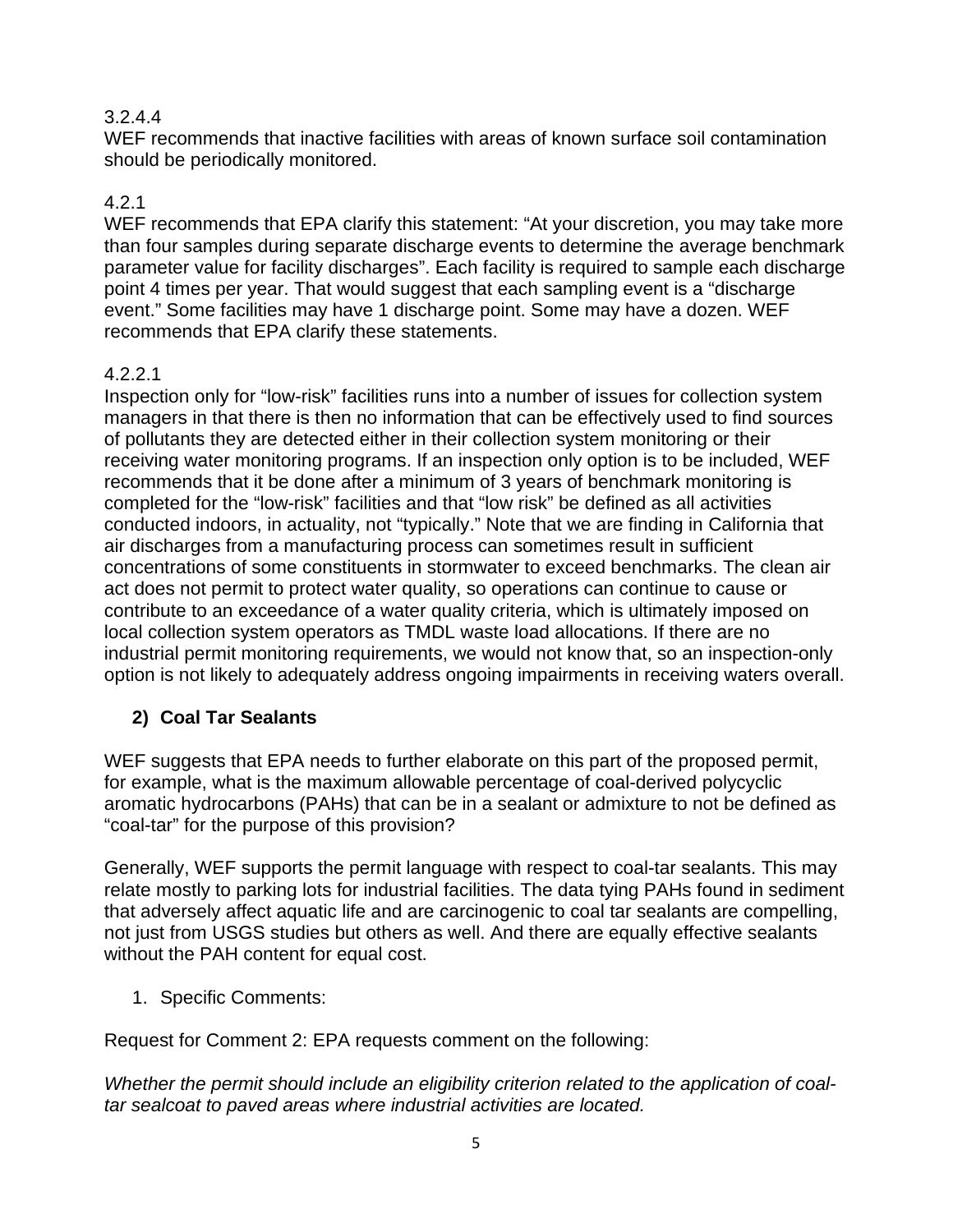3.2.4.4
WEF recommends that inactive facilities with areas of known surface soil contamination should be periodically monitored.

4.2.1
WEF recommends that EPA clarify this statement: "At your discretion, you may take more than four samples during separate discharge events to determine the average benchmark parameter value for facility discharges". Each facility is required to sample each discharge point 4 times per year. That would suggest that each sampling event is a "discharge event." Some facilities may have 1 discharge point. Some may have a dozen. WEF recommends that EPA clarify these statements.

4.2.2.1
Inspection only for "low-risk" facilities runs into a number of issues for collection system managers in that there is then no information that can be effectively used to find sources of pollutants they are detected either in their collection system monitoring or their receiving water monitoring programs. If an inspection only option is to be included, WEF recommends that it be done after a minimum of 3 years of benchmark monitoring is completed for the "low-risk" facilities and that "low risk" be defined as all activities conducted indoors, in actuality, not "typically." Note that we are finding in California that air discharges from a manufacturing process can sometimes result in sufficient concentrations of some constituents in stormwater to exceed benchmarks. The clean air act does not permit to protect water quality, so operations can continue to cause or contribute to an exceedance of a water quality criteria, which is ultimately imposed on local collection system operators as TMDL waste load allocations. If there are no industrial permit monitoring requirements, we would not know that, so an inspection-only option is not likely to adequately address ongoing impairments in receiving waters overall.

## 2) Coal Tar Sealants

WEF suggests that EPA needs to further elaborate on this part of the proposed permit, for example, what is the maximum allowable percentage of coal-derived polycyclic aromatic hydrocarbons (PAHs) that can be in a sealant or admixture to not be defined as "coal-tar" for the purpose of this provision?

Generally, WEF supports the permit language with respect to coal-tar sealants. This may relate mostly to parking lots for industrial facilities. The data tying PAHs found in sediment that adversely affect aquatic life and are carcinogenic to coal tar sealants are compelling, not just from USGS studies but others as well. And there are equally effective sealants without the PAH content for equal cost.

1. Specific Comments:

Request for Comment 2: EPA requests comment on the following:

*Whether the permit should include an eligibility criterion related to the application of coal-tar sealcoat to paved areas where industrial activities are located.*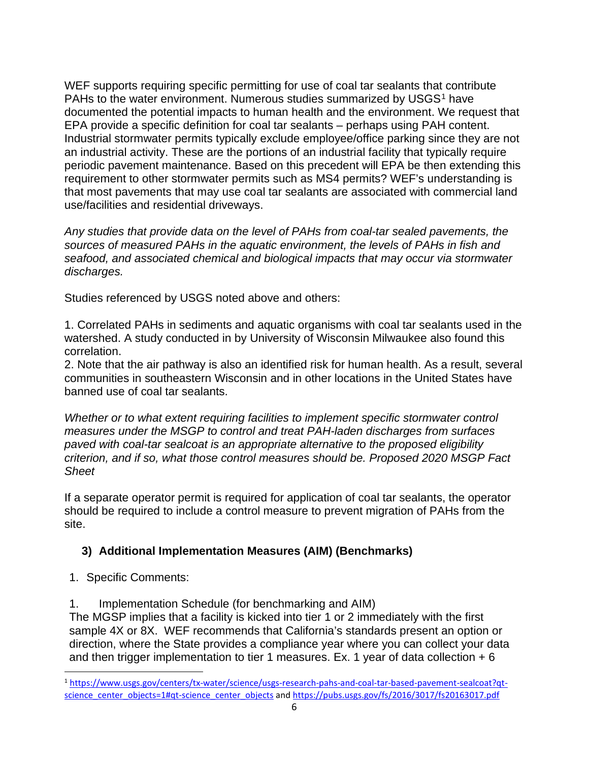WEF supports requiring specific permitting for use of coal tar sealants that contribute PAHs to the water environment. Numerous studies summarized by USGS[1] have documented the potential impacts to human health and the environment. We request that EPA provide a specific definition for coal tar sealants – perhaps using PAH content. Industrial stormwater permits typically exclude employee/office parking since they are not an industrial activity. These are the portions of an industrial facility that typically require periodic pavement maintenance. Based on this precedent will EPA be then extending this requirement to other stormwater permits such as MS4 permits? WEF's understanding is that most pavements that may use coal tar sealants are associated with commercial land use/facilities and residential driveways.

*Any studies that provide data on the level of PAHs from coal-tar sealed pavements, the sources of measured PAHs in the aquatic environment, the levels of PAHs in fish and seafood, and associated chemical and biological impacts that may occur via stormwater discharges.*

Studies referenced by USGS noted above and others:

1. Correlated PAHs in sediments and aquatic organisms with coal tar sealants used in the watershed. A study conducted in by University of Wisconsin Milwaukee also found this correlation.
2. Note that the air pathway is also an identified risk for human health. As a result, several communities in southeastern Wisconsin and in other locations in the United States have banned use of coal tar sealants.

*Whether or to what extent requiring facilities to implement specific stormwater control measures under the MSGP to control and treat PAH-laden discharges from surfaces paved with coal-tar sealcoat is an appropriate alternative to the proposed eligibility criterion, and if so, what those control measures should be. Proposed 2020 MSGP Fact Sheet*

If a separate operator permit is required for application of coal tar sealants, the operator should be required to include a control measure to prevent migration of PAHs from the site.

### 3) Additional Implementation Measures (AIM) (Benchmarks)

1. Specific Comments:

1. Implementation Schedule (for benchmarking and AIM)

The MGSP implies that a facility is kicked into tier 1 or 2 immediately with the first sample 4X or 8X. WEF recommends that California's standards present an option or direction, where the State provides a compliance year where you can collect your data and then trigger implementation to tier 1 measures. Ex. 1 year of data collection + 6

[1] https://www.usgs.gov/centers/tx-water/science/usgs-research-pahs-and-coal-tar-based-pavement-sealcoat?qt-science_center_objects=1#qt-science_center_objects and https://pubs.usgs.gov/fs/2016/3017/fs20163017.pdf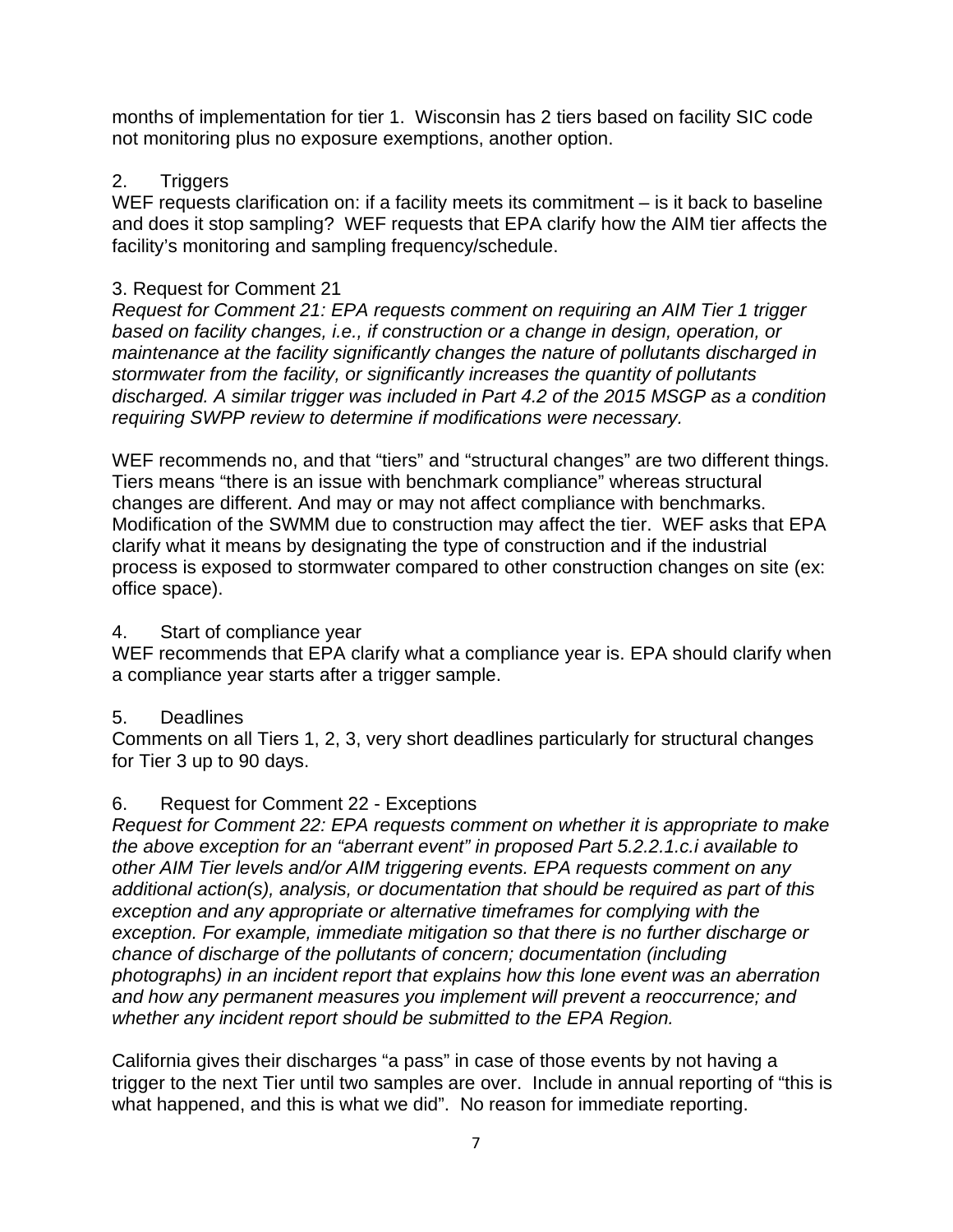months of implementation for tier 1. Wisconsin has 2 tiers based on facility SIC code not monitoring plus no exposure exemptions, another option.

2. Triggers

WEF requests clarification on: if a facility meets its commitment – is it back to baseline and does it stop sampling? WEF requests that EPA clarify how the AIM tier affects the facility's monitoring and sampling frequency/schedule.

3. Request for Comment 21

*Request for Comment 21: EPA requests comment on requiring an AIM Tier 1 trigger based on facility changes, i.e., if construction or a change in design, operation, or maintenance at the facility significantly changes the nature of pollutants discharged in stormwater from the facility, or significantly increases the quantity of pollutants discharged. A similar trigger was included in Part 4.2 of the 2015 MSGP as a condition requiring SWPP review to determine if modifications were necessary.*

WEF recommends no, and that "tiers" and "structural changes" are two different things. Tiers means "there is an issue with benchmark compliance" whereas structural changes are different. And may or may not affect compliance with benchmarks. Modification of the SWMM due to construction may affect the tier. WEF asks that EPA clarify what it means by designating the type of construction and if the industrial process is exposed to stormwater compared to other construction changes on site (ex: office space).

4. Start of compliance year

WEF recommends that EPA clarify what a compliance year is. EPA should clarify when a compliance year starts after a trigger sample.

5. Deadlines

Comments on all Tiers 1, 2, 3, very short deadlines particularly for structural changes for Tier 3 up to 90 days.

6. Request for Comment 22 - Exceptions

*Request for Comment 22: EPA requests comment on whether it is appropriate to make the above exception for an "aberrant event" in proposed Part 5.2.2.1.c.i available to other AIM Tier levels and/or AIM triggering events. EPA requests comment on any additional action(s), analysis, or documentation that should be required as part of this exception and any appropriate or alternative timeframes for complying with the exception. For example, immediate mitigation so that there is no further discharge or chance of discharge of the pollutants of concern; documentation (including photographs) in an incident report that explains how this lone event was an aberration and how any permanent measures you implement will prevent a reoccurrence; and whether any incident report should be submitted to the EPA Region.*

California gives their discharges "a pass" in case of those events by not having a trigger to the next Tier until two samples are over. Include in annual reporting of "this is what happened, and this is what we did". No reason for immediate reporting.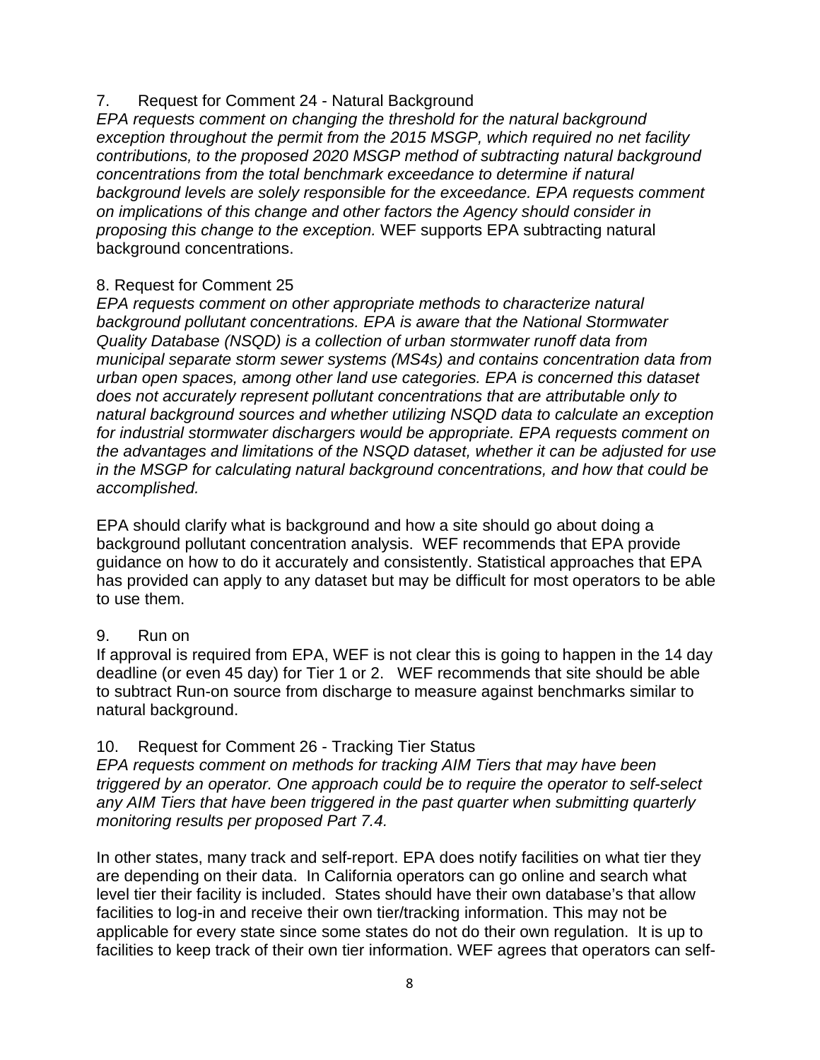7. Request for Comment 24 - Natural Background

*EPA requests comment on changing the threshold for the natural background exception throughout the permit from the 2015 MSGP, which required no net facility contributions, to the proposed 2020 MSGP method of subtracting natural background concentrations from the total benchmark exceedance to determine if natural background levels are solely responsible for the exceedance. EPA requests comment on implications of this change and other factors the Agency should consider in proposing this change to the exception.* WEF supports EPA subtracting natural background concentrations.

8. Request for Comment 25

*EPA requests comment on other appropriate methods to characterize natural background pollutant concentrations. EPA is aware that the National Stormwater Quality Database (NSQD) is a collection of urban stormwater runoff data from municipal separate storm sewer systems (MS4s) and contains concentration data from urban open spaces, among other land use categories. EPA is concerned this dataset does not accurately represent pollutant concentrations that are attributable only to natural background sources and whether utilizing NSQD data to calculate an exception for industrial stormwater dischargers would be appropriate. EPA requests comment on the advantages and limitations of the NSQD dataset, whether it can be adjusted for use in the MSGP for calculating natural background concentrations, and how that could be accomplished.*

EPA should clarify what is background and how a site should go about doing a background pollutant concentration analysis. WEF recommends that EPA provide guidance on how to do it accurately and consistently. Statistical approaches that EPA has provided can apply to any dataset but may be difficult for most operators to be able to use them.

9. Run on

If approval is required from EPA, WEF is not clear this is going to happen in the 14 day deadline (or even 45 day) for Tier 1 or 2. WEF recommends that site should be able to subtract Run-on source from discharge to measure against benchmarks similar to natural background.

10. Request for Comment 26 - Tracking Tier Status

*EPA requests comment on methods for tracking AIM Tiers that may have been triggered by an operator. One approach could be to require the operator to self-select any AIM Tiers that have been triggered in the past quarter when submitting quarterly monitoring results per proposed Part 7.4.*

In other states, many track and self-report. EPA does notify facilities on what tier they are depending on their data. In California operators can go online and search what level tier their facility is included. States should have their own database's that allow facilities to log-in and receive their own tier/tracking information. This may not be applicable for every state since some states do not do their own regulation. It is up to facilities to keep track of their own tier information. WEF agrees that operators can self-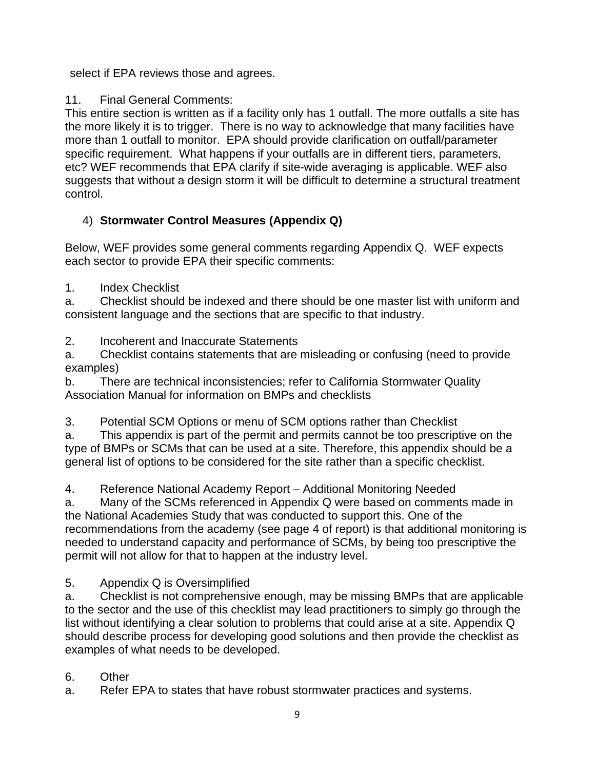select if EPA reviews those and agrees.

11. Final General Comments:
This entire section is written as if a facility only has 1 outfall. The more outfalls a site has the more likely it is to trigger. There is no way to acknowledge that many facilities have more than 1 outfall to monitor. EPA should provide clarification on outfall/parameter specific requirement. What happens if your outfalls are in different tiers, parameters, etc? WEF recommends that EPA clarify if site-wide averaging is applicable. WEF also suggests that without a design storm it will be difficult to determine a structural treatment control.

4) **Stormwater Control Measures (Appendix Q)**

Below, WEF provides some general comments regarding Appendix Q. WEF expects each sector to provide EPA their specific comments:

1. Index Checklist
a. Checklist should be indexed and there should be one master list with uniform and consistent language and the sections that are specific to that industry.

2. Incoherent and Inaccurate Statements
a. Checklist contains statements that are misleading or confusing (need to provide examples)
b. There are technical inconsistencies; refer to California Stormwater Quality Association Manual for information on BMPs and checklists

3. Potential SCM Options or menu of SCM options rather than Checklist
a. This appendix is part of the permit and permits cannot be too prescriptive on the type of BMPs or SCMs that can be used at a site. Therefore, this appendix should be a general list of options to be considered for the site rather than a specific checklist.

4. Reference National Academy Report – Additional Monitoring Needed
a. Many of the SCMs referenced in Appendix Q were based on comments made in the National Academies Study that was conducted to support this. One of the recommendations from the academy (see page 4 of report) is that additional monitoring is needed to understand capacity and performance of SCMs, by being too prescriptive the permit will not allow for that to happen at the industry level.

5. Appendix Q is Oversimplified
a. Checklist is not comprehensive enough, may be missing BMPs that are applicable to the sector and the use of this checklist may lead practitioners to simply go through the list without identifying a clear solution to problems that could arise at a site. Appendix Q should describe process for developing good solutions and then provide the checklist as examples of what needs to be developed.

6. Other
a. Refer EPA to states that have robust stormwater practices and systems.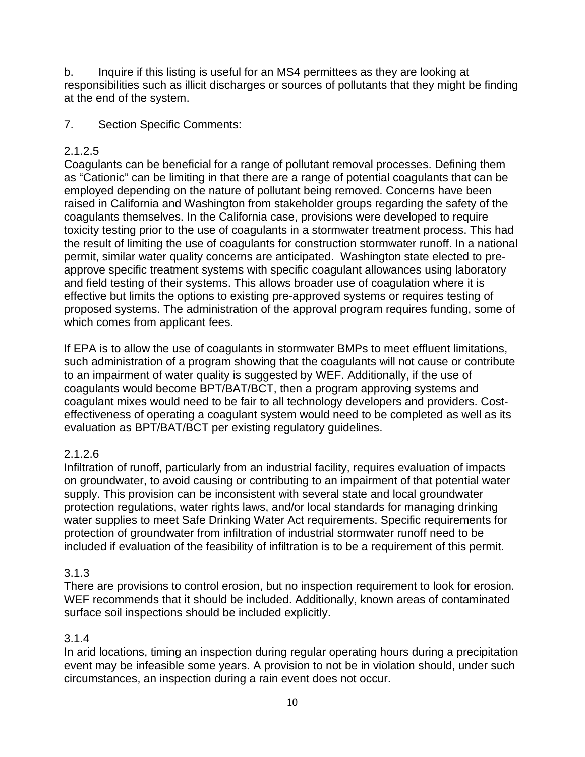b. Inquire if this listing is useful for an MS4 permittees as they are looking at responsibilities such as illicit discharges or sources of pollutants that they might be finding at the end of the system.

7. Section Specific Comments:

2.1.2.5

Coagulants can be beneficial for a range of pollutant removal processes. Defining them as "Cationic" can be limiting in that there are a range of potential coagulants that can be employed depending on the nature of pollutant being removed. Concerns have been raised in California and Washington from stakeholder groups regarding the safety of the coagulants themselves. In the California case, provisions were developed to require toxicity testing prior to the use of coagulants in a stormwater treatment process. This had the result of limiting the use of coagulants for construction stormwater runoff. In a national permit, similar water quality concerns are anticipated. Washington state elected to pre-approve specific treatment systems with specific coagulant allowances using laboratory and field testing of their systems. This allows broader use of coagulation where it is effective but limits the options to existing pre-approved systems or requires testing of proposed systems. The administration of the approval program requires funding, some of which comes from applicant fees.

If EPA is to allow the use of coagulants in stormwater BMPs to meet effluent limitations, such administration of a program showing that the coagulants will not cause or contribute to an impairment of water quality is suggested by WEF. Additionally, if the use of coagulants would become BPT/BAT/BCT, then a program approving systems and coagulant mixes would need to be fair to all technology developers and providers. Cost-effectiveness of operating a coagulant system would need to be completed as well as its evaluation as BPT/BAT/BCT per existing regulatory guidelines.

2.1.2.6

Infiltration of runoff, particularly from an industrial facility, requires evaluation of impacts on groundwater, to avoid causing or contributing to an impairment of that potential water supply. This provision can be inconsistent with several state and local groundwater protection regulations, water rights laws, and/or local standards for managing drinking water supplies to meet Safe Drinking Water Act requirements. Specific requirements for protection of groundwater from infiltration of industrial stormwater runoff need to be included if evaluation of the feasibility of infiltration is to be a requirement of this permit.

3.1.3

There are provisions to control erosion, but no inspection requirement to look for erosion. WEF recommends that it should be included. Additionally, known areas of contaminated surface soil inspections should be included explicitly.

3.1.4

In arid locations, timing an inspection during regular operating hours during a precipitation event may be infeasible some years. A provision to not be in violation should, under such circumstances, an inspection during a rain event does not occur.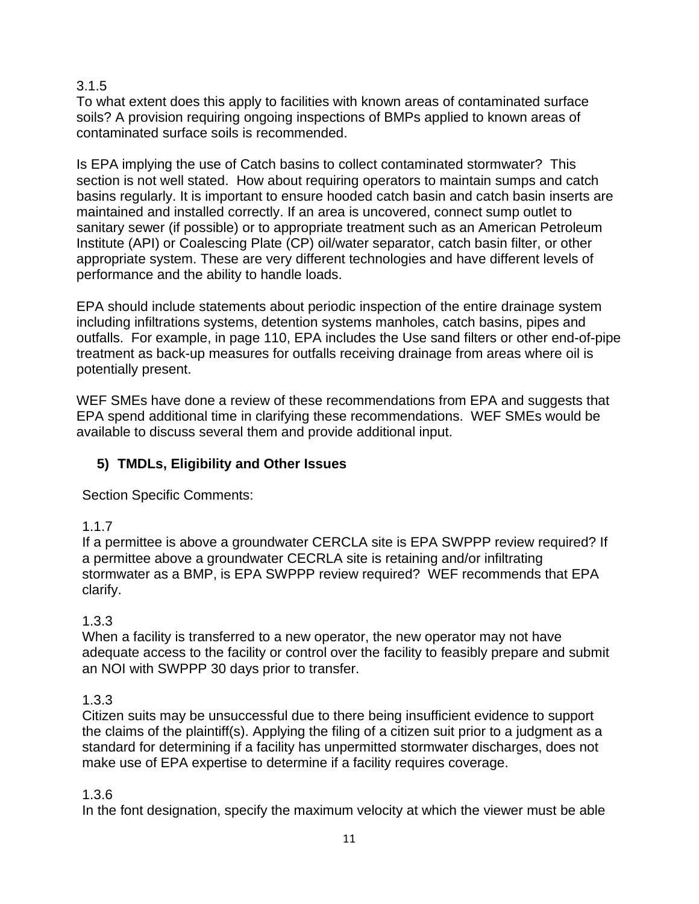3.1.5
To what extent does this apply to facilities with known areas of contaminated surface soils? A provision requiring ongoing inspections of BMPs applied to known areas of contaminated surface soils is recommended.

Is EPA implying the use of Catch basins to collect contaminated stormwater? This section is not well stated. How about requiring operators to maintain sumps and catch basins regularly. It is important to ensure hooded catch basin and catch basin inserts are maintained and installed correctly. If an area is uncovered, connect sump outlet to sanitary sewer (if possible) or to appropriate treatment such as an American Petroleum Institute (API) or Coalescing Plate (CP) oil/water separator, catch basin filter, or other appropriate system. These are very different technologies and have different levels of performance and the ability to handle loads.

EPA should include statements about periodic inspection of the entire drainage system including infiltrations systems, detention systems manholes, catch basins, pipes and outfalls. For example, in page 110, EPA includes the Use sand filters or other end-of-pipe treatment as back-up measures for outfalls receiving drainage from areas where oil is potentially present.

WEF SMEs have done a review of these recommendations from EPA and suggests that EPA spend additional time in clarifying these recommendations. WEF SMEs would be available to discuss several them and provide additional input.

## 5) TMDLs, Eligibility and Other Issues

Section Specific Comments:

1.1.7
If a permittee is above a groundwater CERCLA site is EPA SWPPP review required? If a permittee above a groundwater CECRLA site is retaining and/or infiltrating stormwater as a BMP, is EPA SWPPP review required? WEF recommends that EPA clarify.

1.3.3
When a facility is transferred to a new operator, the new operator may not have adequate access to the facility or control over the facility to feasibly prepare and submit an NOI with SWPPP 30 days prior to transfer.

1.3.3
Citizen suits may be unsuccessful due to there being insufficient evidence to support the claims of the plaintiff(s). Applying the filing of a citizen suit prior to a judgment as a standard for determining if a facility has unpermitted stormwater discharges, does not make use of EPA expertise to determine if a facility requires coverage.

1.3.6
In the font designation, specify the maximum velocity at which the viewer must be able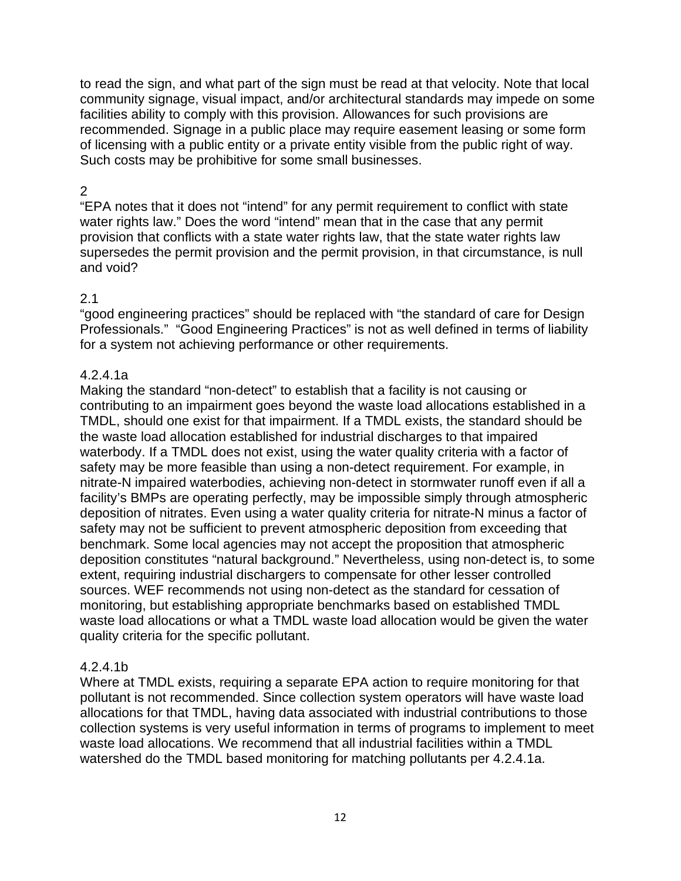to read the sign, and what part of the sign must be read at that velocity. Note that local community signage, visual impact, and/or architectural standards may impede on some facilities ability to comply with this provision. Allowances for such provisions are recommended. Signage in a public place may require easement leasing or some form of licensing with a public entity or a private entity visible from the public right of way. Such costs may be prohibitive for some small businesses.

2

"EPA notes that it does not "intend" for any permit requirement to conflict with state water rights law." Does the word "intend" mean that in the case that any permit provision that conflicts with a state water rights law, that the state water rights law supersedes the permit provision and the permit provision, in that circumstance, is null and void?

2.1

"good engineering practices" should be replaced with "the standard of care for Design Professionals." "Good Engineering Practices" is not as well defined in terms of liability for a system not achieving performance or other requirements.

4.2.4.1a

Making the standard "non-detect" to establish that a facility is not causing or contributing to an impairment goes beyond the waste load allocations established in a TMDL, should one exist for that impairment. If a TMDL exists, the standard should be the waste load allocation established for industrial discharges to that impaired waterbody. If a TMDL does not exist, using the water quality criteria with a factor of safety may be more feasible than using a non-detect requirement. For example, in nitrate-N impaired waterbodies, achieving non-detect in stormwater runoff even if all a facility's BMPs are operating perfectly, may be impossible simply through atmospheric deposition of nitrates. Even using a water quality criteria for nitrate-N minus a factor of safety may not be sufficient to prevent atmospheric deposition from exceeding that benchmark. Some local agencies may not accept the proposition that atmospheric deposition constitutes "natural background." Nevertheless, using non-detect is, to some extent, requiring industrial dischargers to compensate for other lesser controlled sources. WEF recommends not using non-detect as the standard for cessation of monitoring, but establishing appropriate benchmarks based on established TMDL waste load allocations or what a TMDL waste load allocation would be given the water quality criteria for the specific pollutant.

4.2.4.1b

Where at TMDL exists, requiring a separate EPA action to require monitoring for that pollutant is not recommended. Since collection system operators will have waste load allocations for that TMDL, having data associated with industrial contributions to those collection systems is very useful information in terms of programs to implement to meet waste load allocations. We recommend that all industrial facilities within a TMDL watershed do the TMDL based monitoring for matching pollutants per 4.2.4.1a.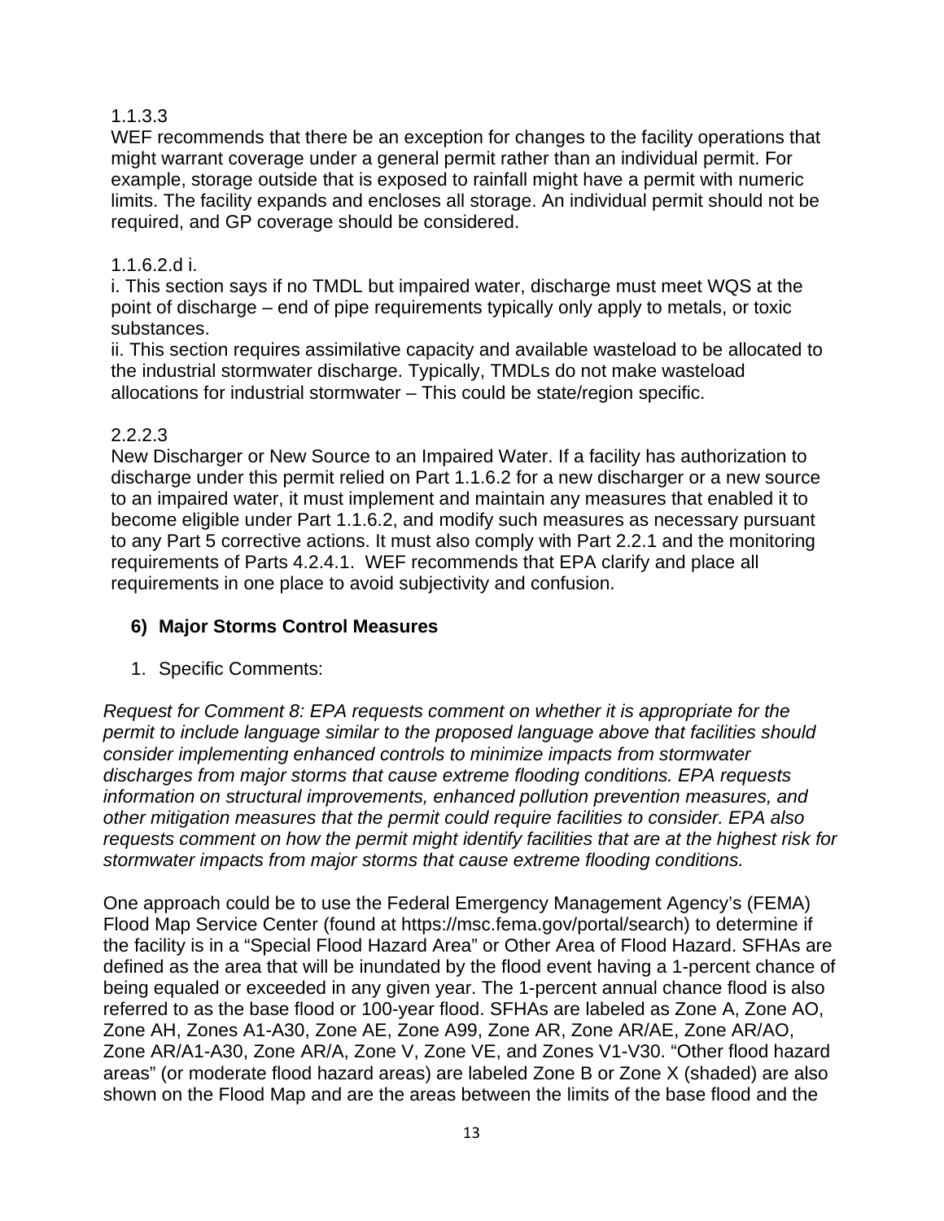1.1.3.3

WEF recommends that there be an exception for changes to the facility operations that might warrant coverage under a general permit rather than an individual permit. For example, storage outside that is exposed to rainfall might have a permit with numeric limits. The facility expands and encloses all storage. An individual permit should not be required, and GP coverage should be considered.

1.1.6.2.d i.

i. This section says if no TMDL but impaired water, discharge must meet WQS at the point of discharge – end of pipe requirements typically only apply to metals, or toxic substances.

ii. This section requires assimilative capacity and available wasteload to be allocated to the industrial stormwater discharge. Typically, TMDLs do not make wasteload allocations for industrial stormwater – This could be state/region specific.

2.2.2.3

New Discharger or New Source to an Impaired Water. If a facility has authorization to discharge under this permit relied on Part 1.1.6.2 for a new discharger or a new source to an impaired water, it must implement and maintain any measures that enabled it to become eligible under Part 1.1.6.2, and modify such measures as necessary pursuant to any Part 5 corrective actions. It must also comply with Part 2.2.1 and the monitoring requirements of Parts 4.2.4.1. WEF recommends that EPA clarify and place all requirements in one place to avoid subjectivity and confusion.

## 6) Major Storms Control Measures

1. Specific Comments:

*Request for Comment 8: EPA requests comment on whether it is appropriate for the permit to include language similar to the proposed language above that facilities should consider implementing enhanced controls to minimize impacts from stormwater discharges from major storms that cause extreme flooding conditions. EPA requests information on structural improvements, enhanced pollution prevention measures, and other mitigation measures that the permit could require facilities to consider. EPA also requests comment on how the permit might identify facilities that are at the highest risk for stormwater impacts from major storms that cause extreme flooding conditions.*

One approach could be to use the Federal Emergency Management Agency's (FEMA) Flood Map Service Center (found at https://msc.fema.gov/portal/search) to determine if the facility is in a "Special Flood Hazard Area" or Other Area of Flood Hazard. SFHAs are defined as the area that will be inundated by the flood event having a 1-percent chance of being equaled or exceeded in any given year. The 1-percent annual chance flood is also referred to as the base flood or 100-year flood. SFHAs are labeled as Zone A, Zone AO, Zone AH, Zones A1-A30, Zone AE, Zone A99, Zone AR, Zone AR/AE, Zone AR/AO, Zone AR/A1-A30, Zone AR/A, Zone V, Zone VE, and Zones V1-V30. "Other flood hazard areas" (or moderate flood hazard areas) are labeled Zone B or Zone X (shaded) are also shown on the Flood Map and are the areas between the limits of the base flood and the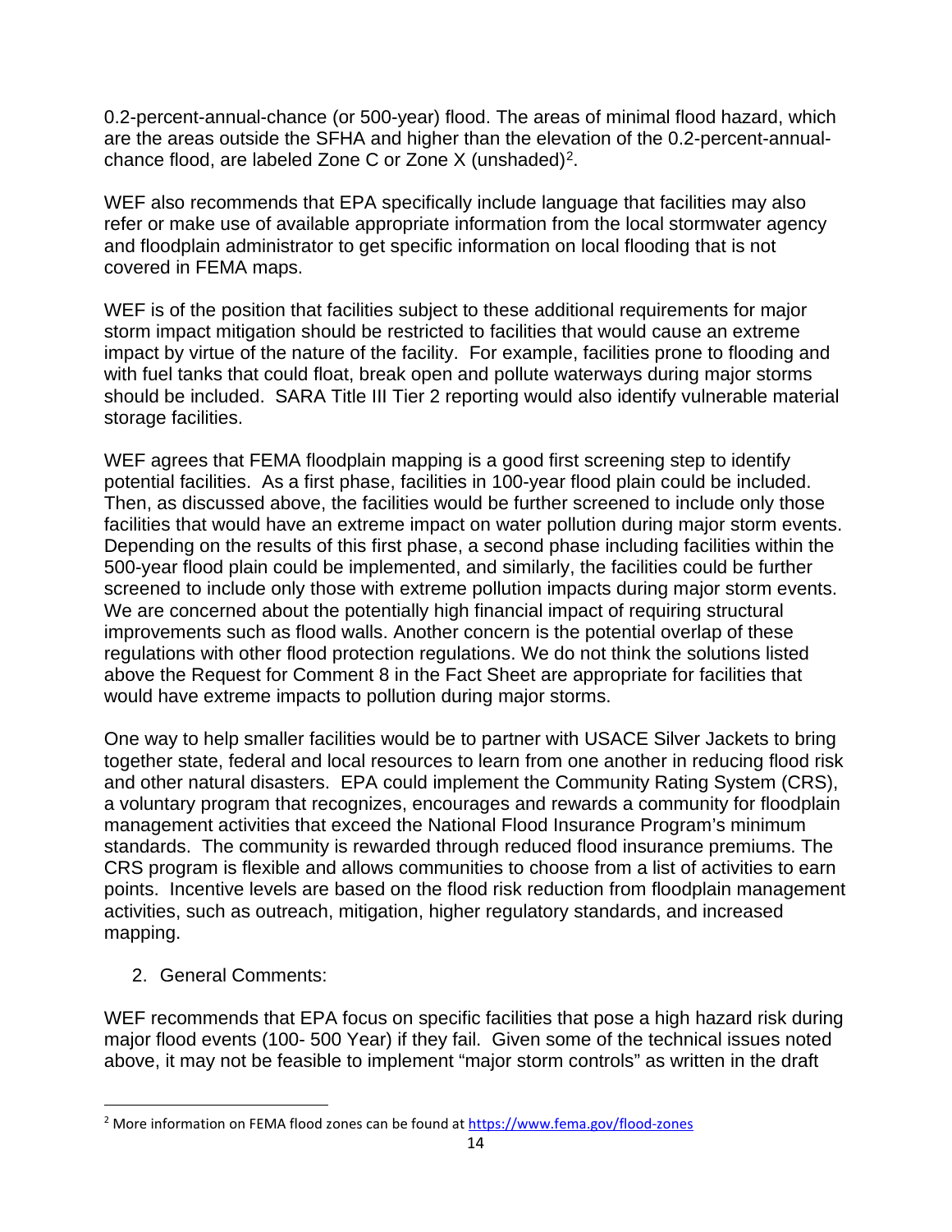0.2-percent-annual-chance (or 500-year) flood. The areas of minimal flood hazard, which are the areas outside the SFHA and higher than the elevation of the 0.2-percent-annual-chance flood, are labeled Zone C or Zone X (unshaded)[2].

WEF also recommends that EPA specifically include language that facilities may also refer or make use of available appropriate information from the local stormwater agency and floodplain administrator to get specific information on local flooding that is not covered in FEMA maps.

WEF is of the position that facilities subject to these additional requirements for major storm impact mitigation should be restricted to facilities that would cause an extreme impact by virtue of the nature of the facility. For example, facilities prone to flooding and with fuel tanks that could float, break open and pollute waterways during major storms should be included. SARA Title III Tier 2 reporting would also identify vulnerable material storage facilities.

WEF agrees that FEMA floodplain mapping is a good first screening step to identify potential facilities. As a first phase, facilities in 100-year flood plain could be included. Then, as discussed above, the facilities would be further screened to include only those facilities that would have an extreme impact on water pollution during major storm events. Depending on the results of this first phase, a second phase including facilities within the 500-year flood plain could be implemented, and similarly, the facilities could be further screened to include only those with extreme pollution impacts during major storm events. We are concerned about the potentially high financial impact of requiring structural improvements such as flood walls. Another concern is the potential overlap of these regulations with other flood protection regulations. We do not think the solutions listed above the Request for Comment 8 in the Fact Sheet are appropriate for facilities that would have extreme impacts to pollution during major storms.

One way to help smaller facilities would be to partner with USACE Silver Jackets to bring together state, federal and local resources to learn from one another in reducing flood risk and other natural disasters. EPA could implement the Community Rating System (CRS), a voluntary program that recognizes, encourages and rewards a community for floodplain management activities that exceed the National Flood Insurance Program's minimum standards. The community is rewarded through reduced flood insurance premiums. The CRS program is flexible and allows communities to choose from a list of activities to earn points. Incentive levels are based on the flood risk reduction from floodplain management activities, such as outreach, mitigation, higher regulatory standards, and increased mapping.

2. General Comments:

WEF recommends that EPA focus on specific facilities that pose a high hazard risk during major flood events (100- 500 Year) if they fail. Given some of the technical issues noted above, it may not be feasible to implement "major storm controls" as written in the draft

---

[2] More information on FEMA flood zones can be found at https://www.fema.gov/flood-zones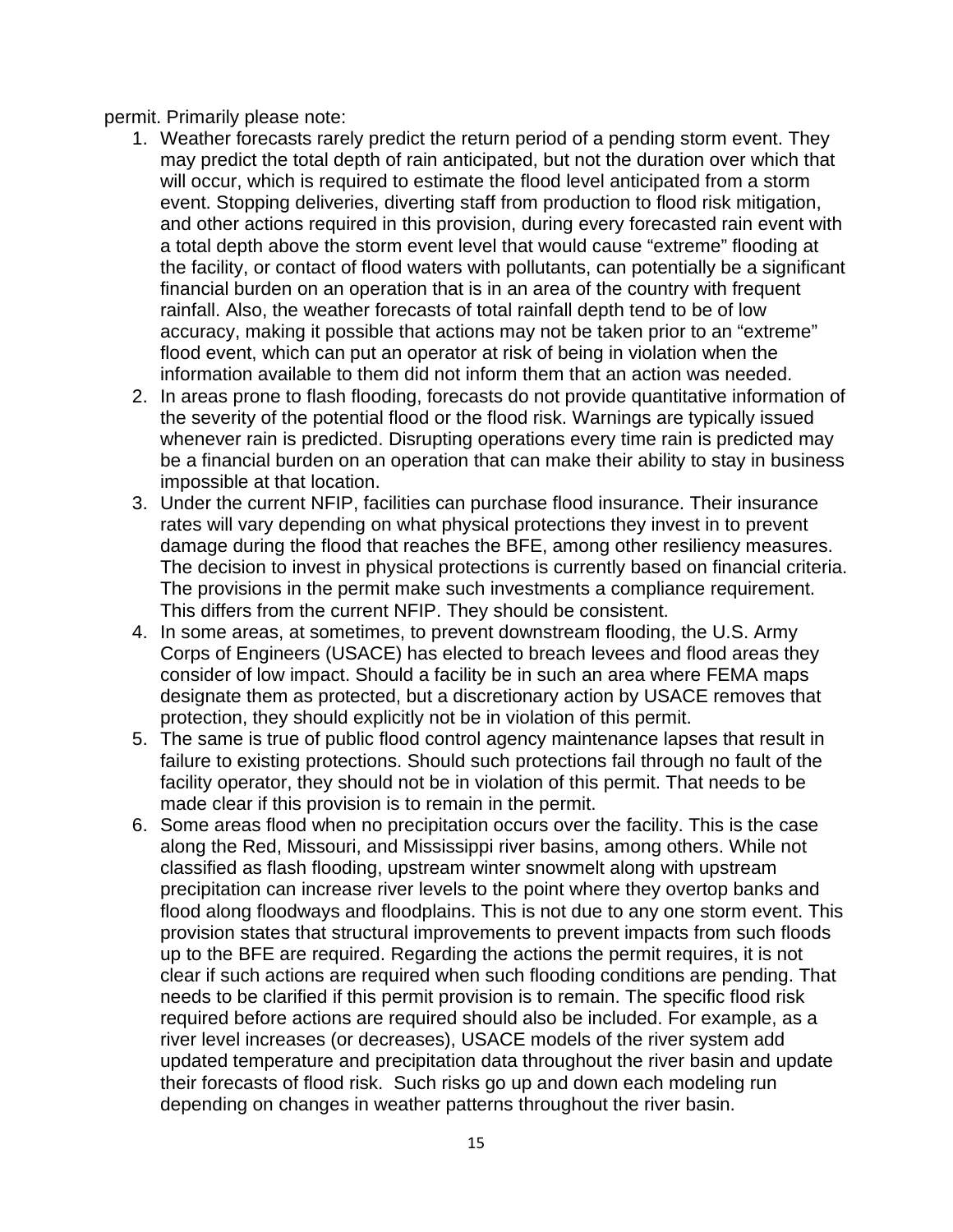permit. Primarily please note:

1. Weather forecasts rarely predict the return period of a pending storm event. They may predict the total depth of rain anticipated, but not the duration over which that will occur, which is required to estimate the flood level anticipated from a storm event. Stopping deliveries, diverting staff from production to flood risk mitigation, and other actions required in this provision, during every forecasted rain event with a total depth above the storm event level that would cause "extreme" flooding at the facility, or contact of flood waters with pollutants, can potentially be a significant financial burden on an operation that is in an area of the country with frequent rainfall. Also, the weather forecasts of total rainfall depth tend to be of low accuracy, making it possible that actions may not be taken prior to an "extreme" flood event, which can put an operator at risk of being in violation when the information available to them did not inform them that an action was needed.
2. In areas prone to flash flooding, forecasts do not provide quantitative information of the severity of the potential flood or the flood risk. Warnings are typically issued whenever rain is predicted. Disrupting operations every time rain is predicted may be a financial burden on an operation that can make their ability to stay in business impossible at that location.
3. Under the current NFIP, facilities can purchase flood insurance. Their insurance rates will vary depending on what physical protections they invest in to prevent damage during the flood that reaches the BFE, among other resiliency measures. The decision to invest in physical protections is currently based on financial criteria. The provisions in the permit make such investments a compliance requirement. This differs from the current NFIP. They should be consistent.
4. In some areas, at sometimes, to prevent downstream flooding, the U.S. Army Corps of Engineers (USACE) has elected to breach levees and flood areas they consider of low impact. Should a facility be in such an area where FEMA maps designate them as protected, but a discretionary action by USACE removes that protection, they should explicitly not be in violation of this permit.
5. The same is true of public flood control agency maintenance lapses that result in failure to existing protections. Should such protections fail through no fault of the facility operator, they should not be in violation of this permit. That needs to be made clear if this provision is to remain in the permit.
6. Some areas flood when no precipitation occurs over the facility. This is the case along the Red, Missouri, and Mississippi river basins, among others. While not classified as flash flooding, upstream winter snowmelt along with upstream precipitation can increase river levels to the point where they overtop banks and flood along floodways and floodplains. This is not due to any one storm event. This provision states that structural improvements to prevent impacts from such floods up to the BFE are required. Regarding the actions the permit requires, it is not clear if such actions are required when such flooding conditions are pending. That needs to be clarified if this permit provision is to remain. The specific flood risk required before actions are required should also be included. For example, as a river level increases (or decreases), USACE models of the river system add updated temperature and precipitation data throughout the river basin and update their forecasts of flood risk. Such risks go up and down each modeling run depending on changes in weather patterns throughout the river basin.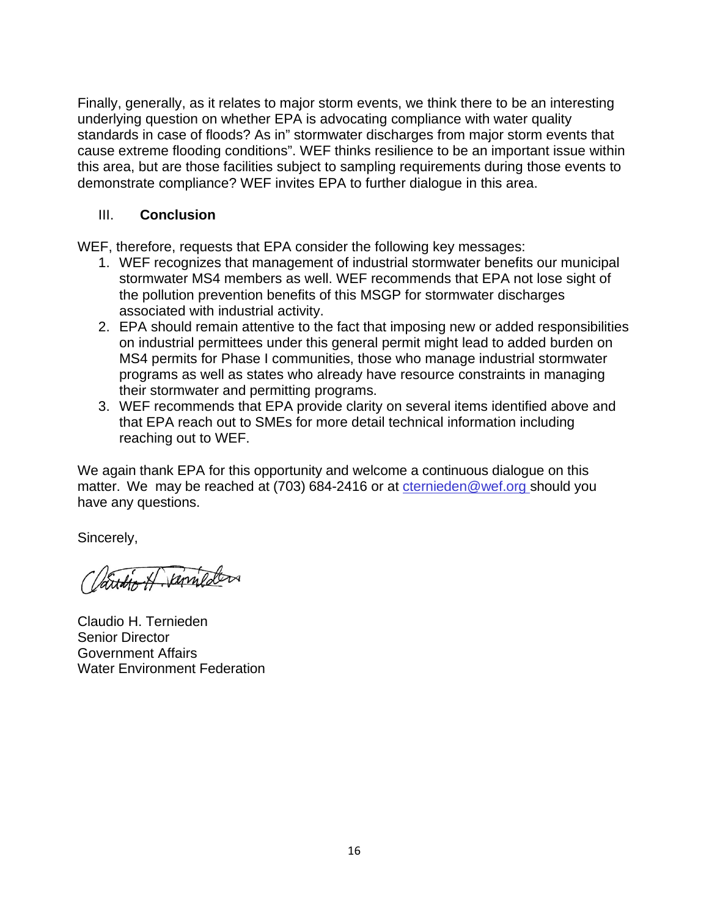Finally, generally, as it relates to major storm events, we think there to be an interesting underlying question on whether EPA is advocating compliance with water quality standards in case of floods? As in" stormwater discharges from major storm events that cause extreme flooding conditions". WEF thinks resilience to be an important issue within this area, but are those facilities subject to sampling requirements during those events to demonstrate compliance? WEF invites EPA to further dialogue in this area.

## III. Conclusion

WEF, therefore, requests that EPA consider the following key messages:

1. WEF recognizes that management of industrial stormwater benefits our municipal stormwater MS4 members as well. WEF recommends that EPA not lose sight of the pollution prevention benefits of this MSGP for stormwater discharges associated with industrial activity.
2. EPA should remain attentive to the fact that imposing new or added responsibilities on industrial permittees under this general permit might lead to added burden on MS4 permits for Phase I communities, those who manage industrial stormwater programs as well as states who already have resource constraints in managing their stormwater and permitting programs.
3. WEF recommends that EPA provide clarity on several items identified above and that EPA reach out to SMEs for more detail technical information including reaching out to WEF.

We again thank EPA for this opportunity and welcome a continuous dialogue on this matter. We may be reached at (703) 684-2416 or at cternieden@wef.org should you have any questions.

Sincerely,

Claudio H. Ternieden
Senior Director
Government Affairs
Water Environment Federation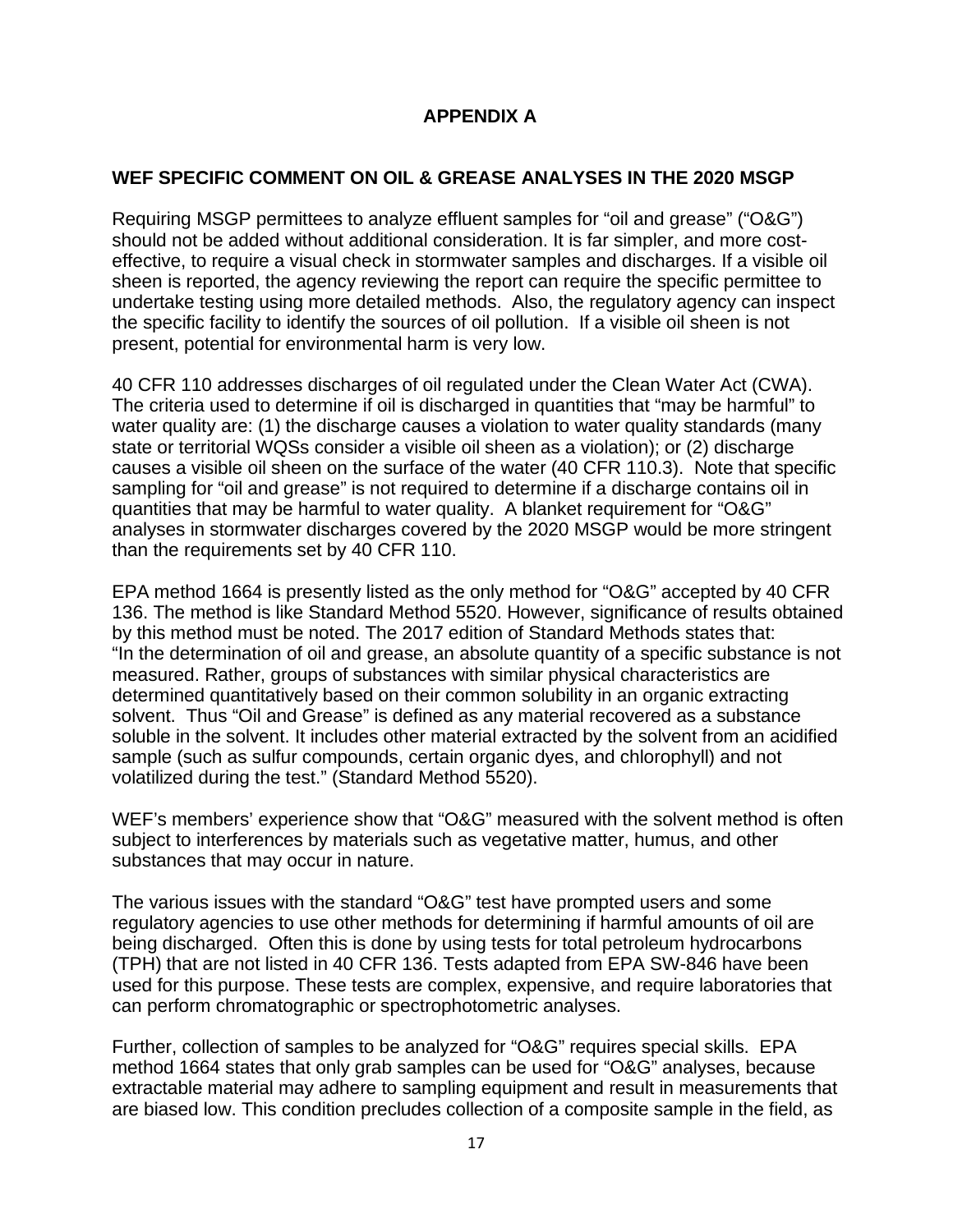# APPENDIX A

## WEF SPECIFIC COMMENT ON OIL & GREASE ANALYSES IN THE 2020 MSGP

Requiring MSGP permittees to analyze effluent samples for "oil and grease" ("O&G") should not be added without additional consideration. It is far simpler, and more cost-effective, to require a visual check in stormwater samples and discharges. If a visible oil sheen is reported, the agency reviewing the report can require the specific permittee to undertake testing using more detailed methods. Also, the regulatory agency can inspect the specific facility to identify the sources of oil pollution. If a visible oil sheen is not present, potential for environmental harm is very low.

40 CFR 110 addresses discharges of oil regulated under the Clean Water Act (CWA). The criteria used to determine if oil is discharged in quantities that "may be harmful" to water quality are: (1) the discharge causes a violation to water quality standards (many state or territorial WQSs consider a visible oil sheen as a violation); or (2) discharge causes a visible oil sheen on the surface of the water (40 CFR 110.3). Note that specific sampling for "oil and grease" is not required to determine if a discharge contains oil in quantities that may be harmful to water quality. A blanket requirement for "O&G" analyses in stormwater discharges covered by the 2020 MSGP would be more stringent than the requirements set by 40 CFR 110.

EPA method 1664 is presently listed as the only method for "O&G" accepted by 40 CFR 136. The method is like Standard Method 5520. However, significance of results obtained by this method must be noted. The 2017 edition of Standard Methods states that: "In the determination of oil and grease, an absolute quantity of a specific substance is not measured. Rather, groups of substances with similar physical characteristics are determined quantitatively based on their common solubility in an organic extracting solvent. Thus "Oil and Grease" is defined as any material recovered as a substance soluble in the solvent. It includes other material extracted by the solvent from an acidified sample (such as sulfur compounds, certain organic dyes, and chlorophyll) and not volatilized during the test." (Standard Method 5520).

WEF's members' experience show that "O&G" measured with the solvent method is often subject to interferences by materials such as vegetative matter, humus, and other substances that may occur in nature.

The various issues with the standard "O&G" test have prompted users and some regulatory agencies to use other methods for determining if harmful amounts of oil are being discharged. Often this is done by using tests for total petroleum hydrocarbons (TPH) that are not listed in 40 CFR 136. Tests adapted from EPA SW-846 have been used for this purpose. These tests are complex, expensive, and require laboratories that can perform chromatographic or spectrophotometric analyses.

Further, collection of samples to be analyzed for "O&G" requires special skills. EPA method 1664 states that only grab samples can be used for "O&G" analyses, because extractable material may adhere to sampling equipment and result in measurements that are biased low. This condition precludes collection of a composite sample in the field, as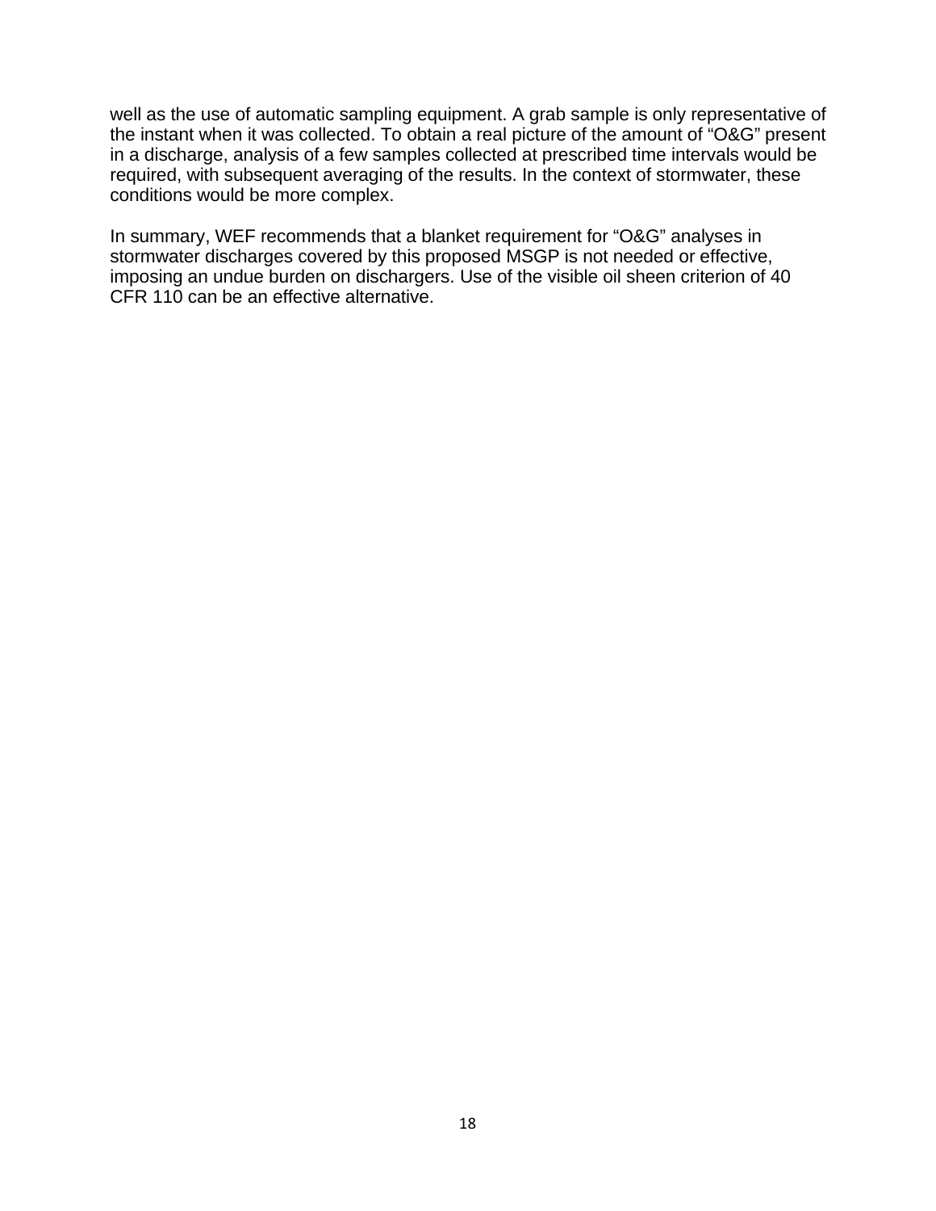well as the use of automatic sampling equipment. A grab sample is only representative of the instant when it was collected. To obtain a real picture of the amount of “O&G” present in a discharge, analysis of a few samples collected at prescribed time intervals would be required, with subsequent averaging of the results. In the context of stormwater, these conditions would be more complex.

In summary, WEF recommends that a blanket requirement for “O&G” analyses in stormwater discharges covered by this proposed MSGP is not needed or effective, imposing an undue burden on dischargers. Use of the visible oil sheen criterion of 40 CFR 110 can be an effective alternative.